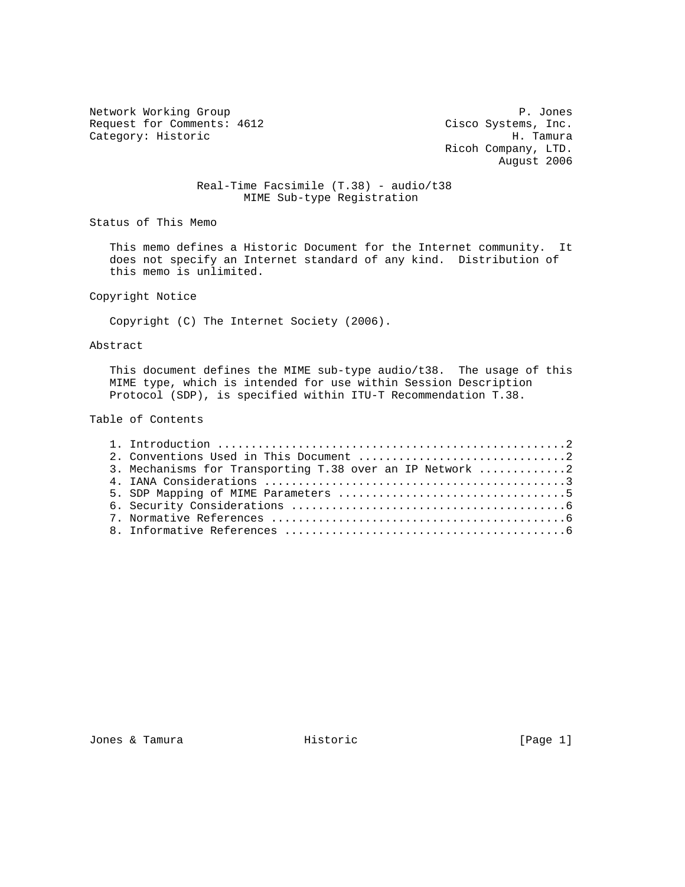Network Working Group P. Jones
Request for Comments: 4612 Cisco Systems, Inc.
Category: Historic H. Tamura
Ricoh Company, LTD.
August 2006

# Real-Time Facsimile (T.38) - audio/t38 MIME Sub-type Registration

## Status of This Memo

This memo defines a Historic Document for the Internet community. It does not specify an Internet standard of any kind. Distribution of this memo is unlimited.

## Copyright Notice

Copyright (C) The Internet Society (2006).

## Abstract

This document defines the MIME sub-type audio/t38. The usage of this MIME type, which is intended for use within Session Description Protocol (SDP), is specified within ITU-T Recommendation T.38.

## Table of Contents

1. Introduction ....................................................2
2. Conventions Used in This Document ..............................2
3. Mechanisms for Transporting T.38 over an IP Network .............2
4. IANA Considerations ............................................3
5. SDP Mapping of MIME Parameters .................................5
6. Security Considerations ........................................6
7. Normative References ...........................................6
8. Informative References .........................................6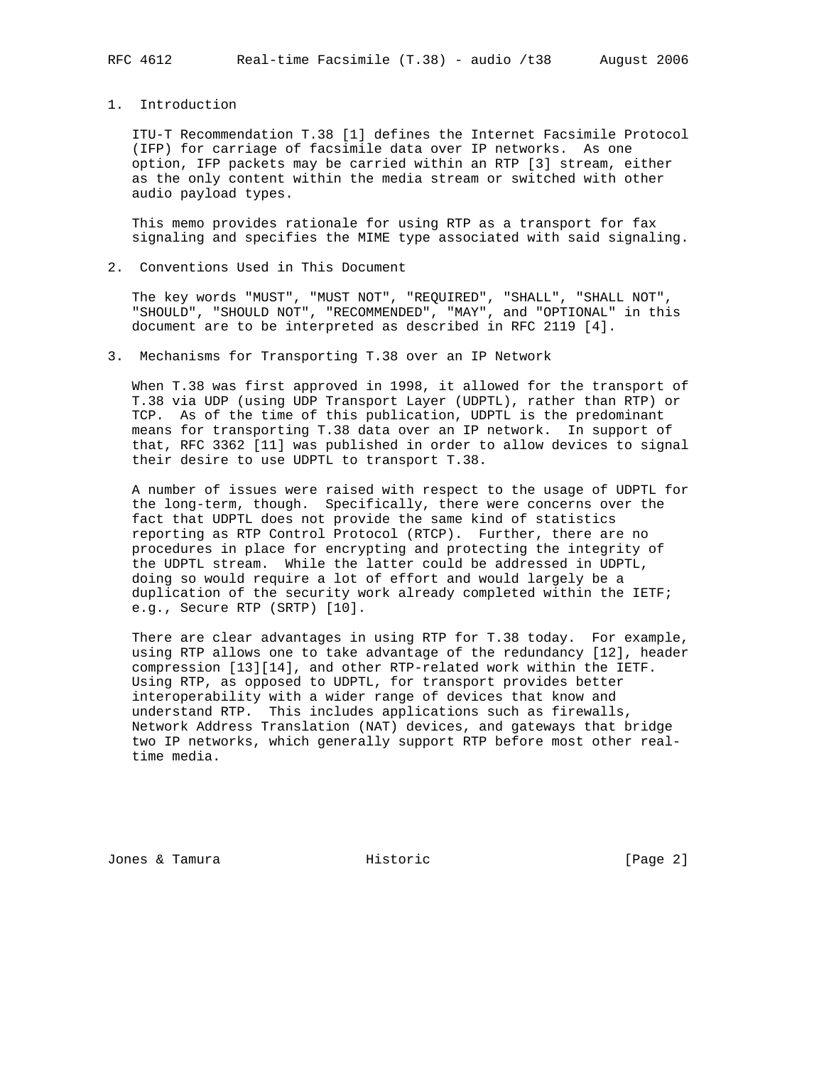## 1. Introduction

ITU-T Recommendation T.38 [1] defines the Internet Facsimile Protocol (IFP) for carriage of facsimile data over IP networks. As one option, IFP packets may be carried within an RTP [3] stream, either as the only content within the media stream or switched with other audio payload types.

This memo provides rationale for using RTP as a transport for fax signaling and specifies the MIME type associated with said signaling.

## 2. Conventions Used in This Document

The key words "MUST", "MUST NOT", "REQUIRED", "SHALL", "SHALL NOT", "SHOULD", "SHOULD NOT", "RECOMMENDED", "MAY", and "OPTIONAL" in this document are to be interpreted as described in RFC 2119 [4].

## 3. Mechanisms for Transporting T.38 over an IP Network

When T.38 was first approved in 1998, it allowed for the transport of T.38 via UDP (using UDP Transport Layer (UDPTL), rather than RTP) or TCP. As of the time of this publication, UDPTL is the predominant means for transporting T.38 data over an IP network. In support of that, RFC 3362 [11] was published in order to allow devices to signal their desire to use UDPTL to transport T.38.

A number of issues were raised with respect to the usage of UDPTL for the long-term, though. Specifically, there were concerns over the fact that UDPTL does not provide the same kind of statistics reporting as RTP Control Protocol (RTCP). Further, there are no procedures in place for encrypting and protecting the integrity of the UDPTL stream. While the latter could be addressed in UDPTL, doing so would require a lot of effort and would largely be a duplication of the security work already completed within the IETF; e.g., Secure RTP (SRTP) [10].

There are clear advantages in using RTP for T.38 today. For example, using RTP allows one to take advantage of the redundancy [12], header compression [13][14], and other RTP-related work within the IETF. Using RTP, as opposed to UDPTL, for transport provides better interoperability with a wider range of devices that know and understand RTP. This includes applications such as firewalls, Network Address Translation (NAT) devices, and gateways that bridge two IP networks, which generally support RTP before most other real-time media.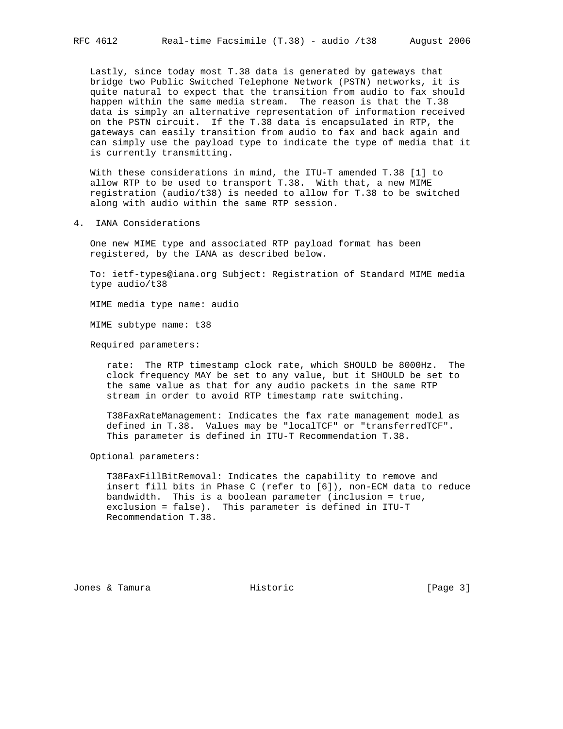Lastly, since today most T.38 data is generated by gateways that bridge two Public Switched Telephone Network (PSTN) networks, it is quite natural to expect that the transition from audio to fax should happen within the same media stream. The reason is that the T.38 data is simply an alternative representation of information received on the PSTN circuit. If the T.38 data is encapsulated in RTP, the gateways can easily transition from audio to fax and back again and can simply use the payload type to indicate the type of media that it is currently transmitting.

With these considerations in mind, the ITU-T amended T.38 [1] to allow RTP to be used to transport T.38. With that, a new MIME registration (audio/t38) is needed to allow for T.38 to be switched along with audio within the same RTP session.

## 4. IANA Considerations

One new MIME type and associated RTP payload format has been registered, by the IANA as described below.

To: ietf-types@iana.org Subject: Registration of Standard MIME media type audio/t38

MIME media type name: audio

MIME subtype name: t38

Required parameters:

rate: The RTP timestamp clock rate, which SHOULD be 8000Hz. The clock frequency MAY be set to any value, but it SHOULD be set to the same value as that for any audio packets in the same RTP stream in order to avoid RTP timestamp rate switching.

T38FaxRateManagement: Indicates the fax rate management model as defined in T.38. Values may be "localTCF" or "transferredTCF". This parameter is defined in ITU-T Recommendation T.38.

Optional parameters:

T38FaxFillBitRemoval: Indicates the capability to remove and insert fill bits in Phase C (refer to [6]), non-ECM data to reduce bandwidth. This is a boolean parameter (inclusion = true, exclusion = false). This parameter is defined in ITU-T Recommendation T.38.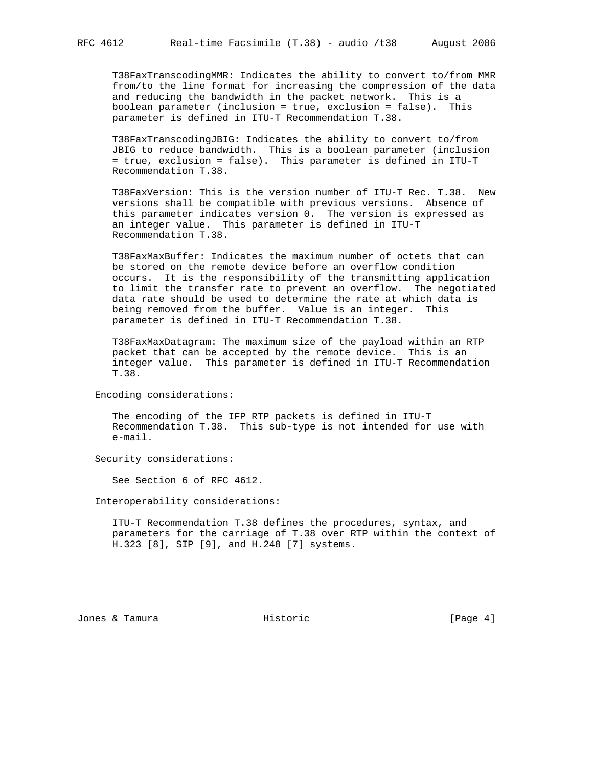T38FaxTranscodingMMR: Indicates the ability to convert to/from MMR from/to the line format for increasing the compression of the data and reducing the bandwidth in the packet network. This is a boolean parameter (inclusion = true, exclusion = false). This parameter is defined in ITU-T Recommendation T.38.

T38FaxTranscodingJBIG: Indicates the ability to convert to/from JBIG to reduce bandwidth. This is a boolean parameter (inclusion = true, exclusion = false). This parameter is defined in ITU-T Recommendation T.38.

T38FaxVersion: This is the version number of ITU-T Rec. T.38. New versions shall be compatible with previous versions. Absence of this parameter indicates version 0. The version is expressed as an integer value. This parameter is defined in ITU-T Recommendation T.38.

T38FaxMaxBuffer: Indicates the maximum number of octets that can be stored on the remote device before an overflow condition occurs. It is the responsibility of the transmitting application to limit the transfer rate to prevent an overflow. The negotiated data rate should be used to determine the rate at which data is being removed from the buffer. Value is an integer. This parameter is defined in ITU-T Recommendation T.38.

T38FaxMaxDatagram: The maximum size of the payload within an RTP packet that can be accepted by the remote device. This is an integer value. This parameter is defined in ITU-T Recommendation T.38.

Encoding considerations:

The encoding of the IFP RTP packets is defined in ITU-T Recommendation T.38. This sub-type is not intended for use with e-mail.

Security considerations:

See Section 6 of RFC 4612.

Interoperability considerations:

ITU-T Recommendation T.38 defines the procedures, syntax, and parameters for the carriage of T.38 over RTP within the context of H.323 [8], SIP [9], and H.248 [7] systems.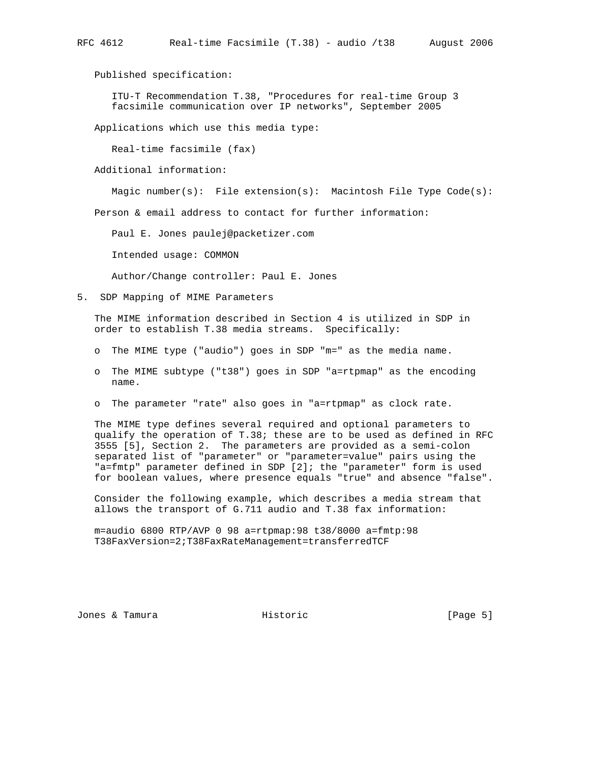Published specification:

ITU-T Recommendation T.38, "Procedures for real-time Group 3 facsimile communication over IP networks", September 2005

Applications which use this media type:

Real-time facsimile (fax)

Additional information:

Magic number(s):  File extension(s):  Macintosh File Type Code(s):

Person & email address to contact for further information:

Paul E. Jones paulej@packetizer.com

Intended usage: COMMON

Author/Change controller: Paul E. Jones

## 5. SDP Mapping of MIME Parameters

The MIME information described in Section 4 is utilized in SDP in order to establish T.38 media streams.  Specifically:

- The MIME type ("audio") goes in SDP "m=" as the media name.
- The MIME subtype ("t38") goes in SDP "a=rtpmap" as the encoding name.
- The parameter "rate" also goes in "a=rtpmap" as clock rate.

The MIME type defines several required and optional parameters to qualify the operation of T.38; these are to be used as defined in RFC 3555 [5], Section 2.  The parameters are provided as a semi-colon separated list of "parameter" or "parameter=value" pairs using the "a=fmtp" parameter defined in SDP [2]; the "parameter" form is used for boolean values, where presence equals "true" and absence "false".

Consider the following example, which describes a media stream that allows the transport of G.711 audio and T.38 fax information:

```
m=audio 6800 RTP/AVP 0 98 a=rtpmap:98 t38/8000 a=fmtp:98
T38FaxVersion=2;T38FaxRateManagement=transferredTCF
```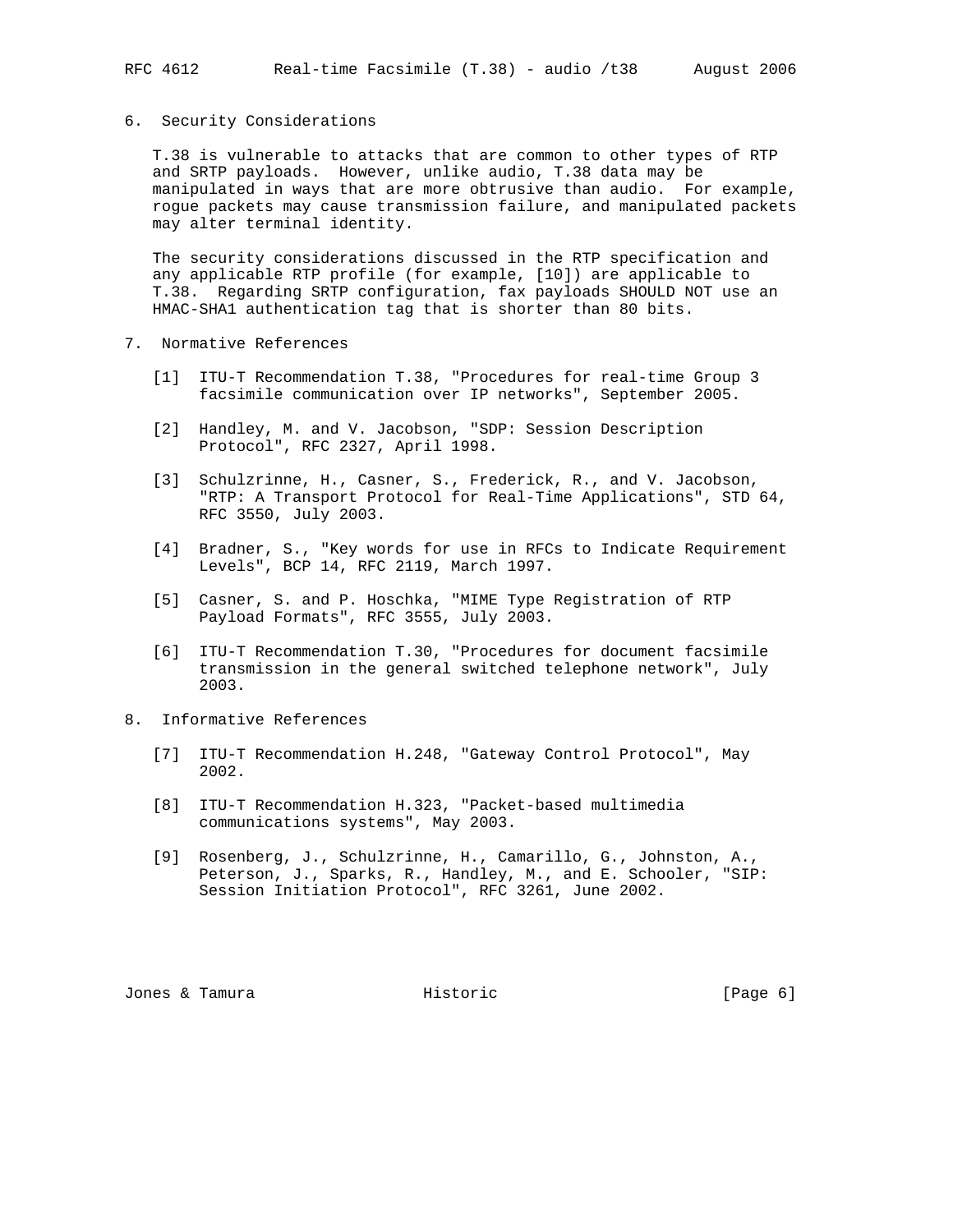## 6. Security Considerations

T.38 is vulnerable to attacks that are common to other types of RTP and SRTP payloads. However, unlike audio, T.38 data may be manipulated in ways that are more obtrusive than audio. For example, rogue packets may cause transmission failure, and manipulated packets may alter terminal identity.

The security considerations discussed in the RTP specification and any applicable RTP profile (for example, [10]) are applicable to T.38. Regarding SRTP configuration, fax payloads SHOULD NOT use an HMAC-SHA1 authentication tag that is shorter than 80 bits.

## 7. Normative References

[1] ITU-T Recommendation T.38, "Procedures for real-time Group 3 facsimile communication over IP networks", September 2005.

[2] Handley, M. and V. Jacobson, "SDP: Session Description Protocol", RFC 2327, April 1998.

[3] Schulzrinne, H., Casner, S., Frederick, R., and V. Jacobson, "RTP: A Transport Protocol for Real-Time Applications", STD 64, RFC 3550, July 2003.

[4] Bradner, S., "Key words for use in RFCs to Indicate Requirement Levels", BCP 14, RFC 2119, March 1997.

[5] Casner, S. and P. Hoschka, "MIME Type Registration of RTP Payload Formats", RFC 3555, July 2003.

[6] ITU-T Recommendation T.30, "Procedures for document facsimile transmission in the general switched telephone network", July 2003.

## 8. Informative References

[7] ITU-T Recommendation H.248, "Gateway Control Protocol", May 2002.

[8] ITU-T Recommendation H.323, "Packet-based multimedia communications systems", May 2003.

[9] Rosenberg, J., Schulzrinne, H., Camarillo, G., Johnston, A., Peterson, J., Sparks, R., Handley, M., and E. Schooler, "SIP: Session Initiation Protocol", RFC 3261, June 2002.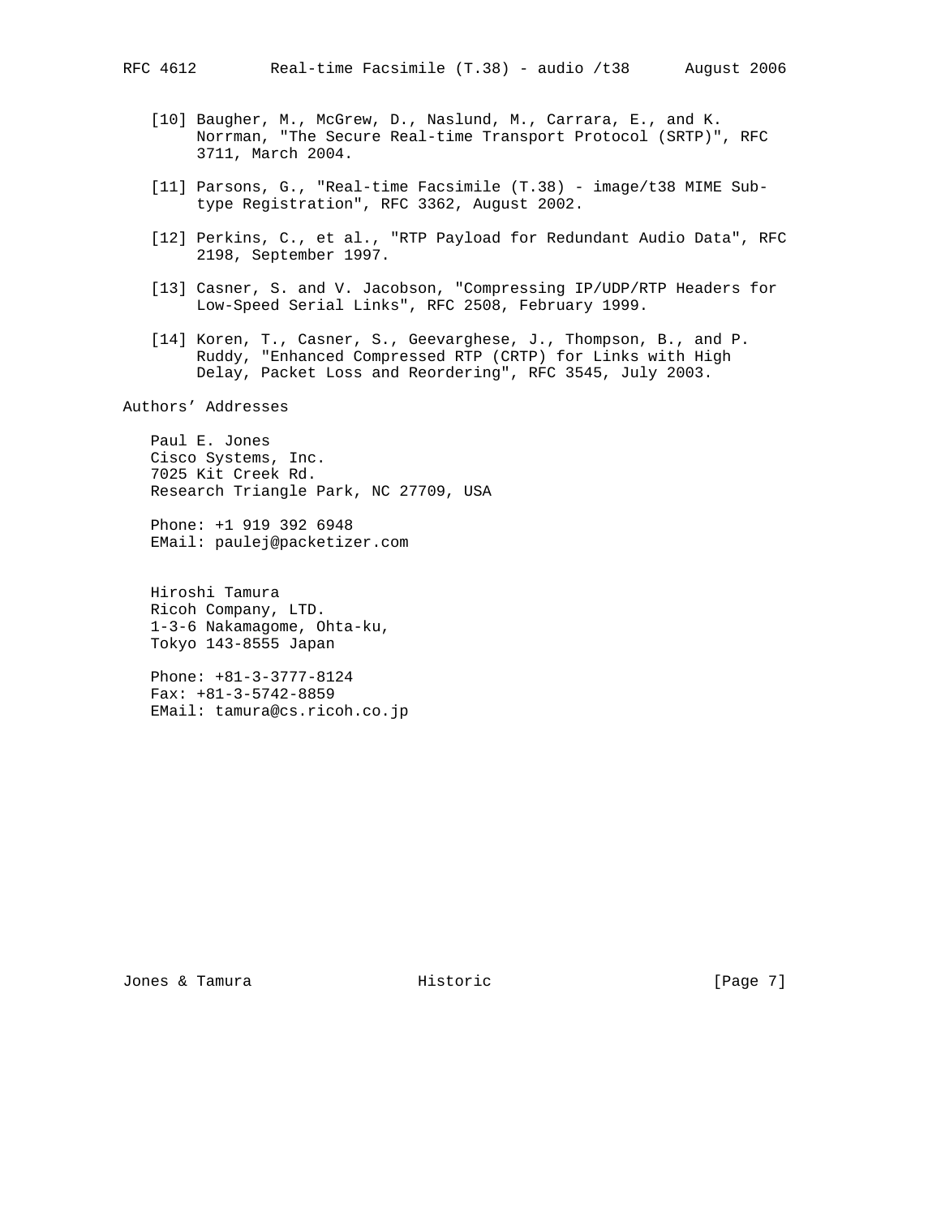[10] Baugher, M., McGrew, D., Naslund, M., Carrara, E., and K. Norrman, "The Secure Real-time Transport Protocol (SRTP)", RFC 3711, March 2004.

[11] Parsons, G., "Real-time Facsimile (T.38) - image/t38 MIME Sub-type Registration", RFC 3362, August 2002.

[12] Perkins, C., et al., "RTP Payload for Redundant Audio Data", RFC 2198, September 1997.

[13] Casner, S. and V. Jacobson, "Compressing IP/UDP/RTP Headers for Low-Speed Serial Links", RFC 2508, February 1999.

[14] Koren, T., Casner, S., Geevarghese, J., Thompson, B., and P. Ruddy, "Enhanced Compressed RTP (CRTP) for Links with High Delay, Packet Loss and Reordering", RFC 3545, July 2003.

## Authors' Addresses

Paul E. Jones
Cisco Systems, Inc.
7025 Kit Creek Rd.
Research Triangle Park, NC 27709, USA

Phone: +1 919 392 6948
EMail: paulej@packetizer.com

Hiroshi Tamura
Ricoh Company, LTD.
1-3-6 Nakamagome, Ohta-ku,
Tokyo 143-8555 Japan

Phone: +81-3-3777-8124
Fax: +81-3-5742-8859
EMail: tamura@cs.ricoh.co.jp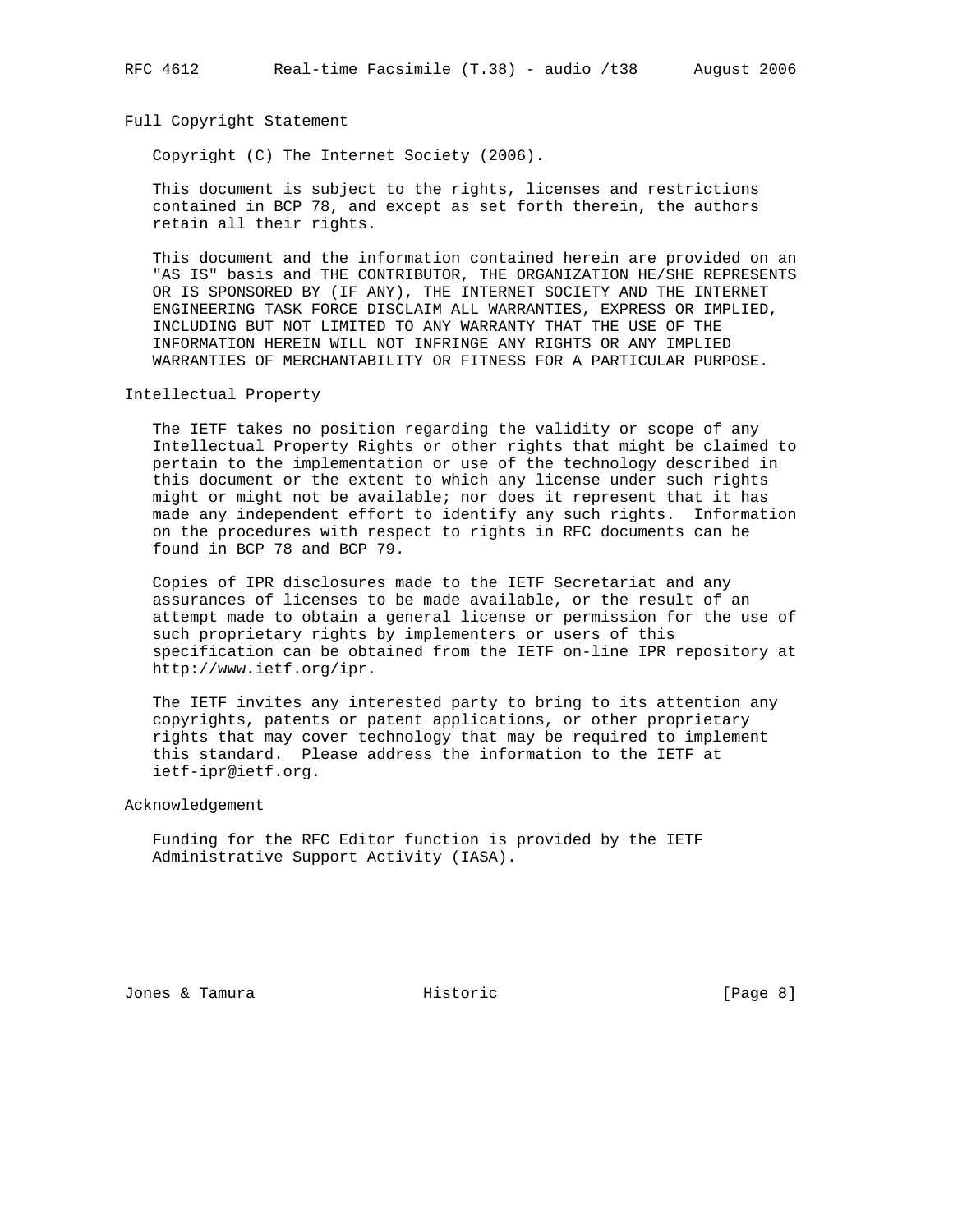## Full Copyright Statement

Copyright (C) The Internet Society (2006).

This document is subject to the rights, licenses and restrictions contained in BCP 78, and except as set forth therein, the authors retain all their rights.

This document and the information contained herein are provided on an "AS IS" basis and THE CONTRIBUTOR, THE ORGANIZATION HE/SHE REPRESENTS OR IS SPONSORED BY (IF ANY), THE INTERNET SOCIETY AND THE INTERNET ENGINEERING TASK FORCE DISCLAIM ALL WARRANTIES, EXPRESS OR IMPLIED, INCLUDING BUT NOT LIMITED TO ANY WARRANTY THAT THE USE OF THE INFORMATION HEREIN WILL NOT INFRINGE ANY RIGHTS OR ANY IMPLIED WARRANTIES OF MERCHANTABILITY OR FITNESS FOR A PARTICULAR PURPOSE.

## Intellectual Property

The IETF takes no position regarding the validity or scope of any Intellectual Property Rights or other rights that might be claimed to pertain to the implementation or use of the technology described in this document or the extent to which any license under such rights might or might not be available; nor does it represent that it has made any independent effort to identify any such rights. Information on the procedures with respect to rights in RFC documents can be found in BCP 78 and BCP 79.

Copies of IPR disclosures made to the IETF Secretariat and any assurances of licenses to be made available, or the result of an attempt made to obtain a general license or permission for the use of such proprietary rights by implementers or users of this specification can be obtained from the IETF on-line IPR repository at http://www.ietf.org/ipr.

The IETF invites any interested party to bring to its attention any copyrights, patents or patent applications, or other proprietary rights that may cover technology that may be required to implement this standard. Please address the information to the IETF at ietf-ipr@ietf.org.

## Acknowledgement

Funding for the RFC Editor function is provided by the IETF Administrative Support Activity (IASA).